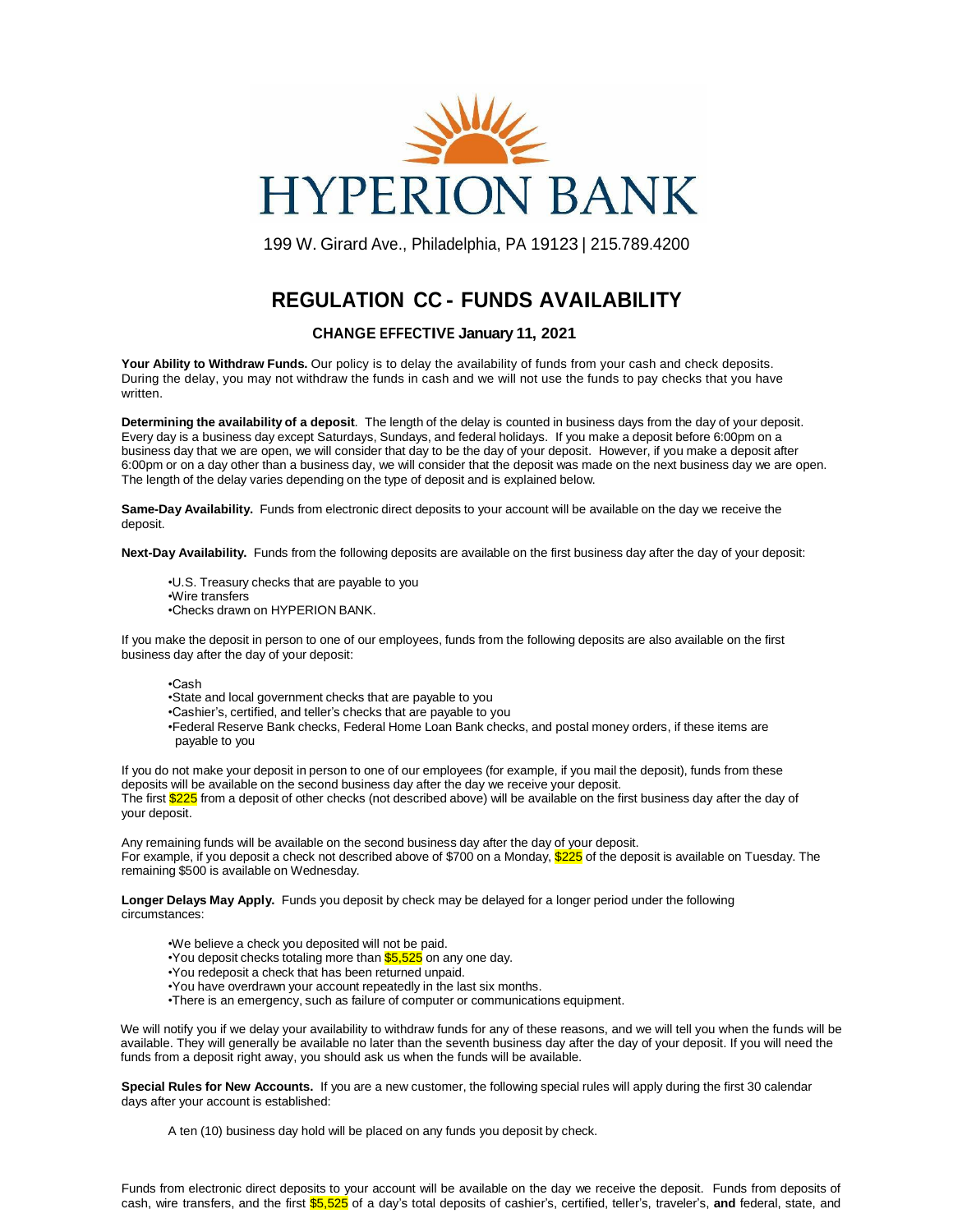# HYPERION BANK

199 W. Girard Ave., Philadelphia, PA 19123 | 215.789.4200

## REGULATION CC - FUNDS AVAILABILITY

### CHANGE EFFECTIVE January 11, 2021

**Your Ability to Withdraw Funds.** Our policy is to delay the availability of funds from your cash and check deposits. During the delay, you may not withdraw the funds in cash and we will not use the funds to pay checks that you have written.

**Determining the availability of a deposit**. The length of the delay is counted in business days from the day of your deposit. Every day is a business day except Saturdays, Sundays, and federal holidays. If you make a deposit before 6:00pm on a business day that we are open, we will consider that day to be the day of your deposit. However, if you make a deposit after 6:00pm or on a day other than a business day, we will consider that the deposit was made on the next business day we are open. The length of the delay varies depending on the type of deposit and is explained below.

**Same-Day Availability.** Funds from electronic direct deposits to your account will be available on the day we receive the deposit.

**Next-Day Availability.** Funds from the following deposits are available on the first business day after the day of your deposit:

- U.S. Treasury checks that are payable to you
- Wire transfers
- Checks drawn on HYPERION BANK.

If you make the deposit in person to one of our employees, funds from the following deposits are also available on the first business day after the day of your deposit:

- Cash
- State and local government checks that are payable to you
- Cashier's, certified, and teller's checks that are payable to you
- Federal Reserve Bank checks, Federal Home Loan Bank checks, and postal money orders, if these items are payable to you

If you do not make your deposit in person to one of our employees (for example, if you mail the deposit), funds from these deposits will be available on the second business day after the day we receive your deposit.
The first $225 from a deposit of other checks (not described above) will be available on the first business day after the day of your deposit.

Any remaining funds will be available on the second business day after the day of your deposit.
For example, if you deposit a check not described above of $700 on a Monday, $225 of the deposit is available on Tuesday. The remaining $500 is available on Wednesday.

**Longer Delays May Apply.** Funds you deposit by check may be delayed for a longer period under the following circumstances:

- We believe a check you deposited will not be paid.
- You deposit checks totaling more than $5,525 on any one day.
- You redeposit a check that has been returned unpaid.
- You have overdrawn your account repeatedly in the last six months.
- There is an emergency, such as failure of computer or communications equipment.

We will notify you if we delay your availability to withdraw funds for any of these reasons, and we will tell you when the funds will be available. They will generally be available no later than the seventh business day after the day of your deposit. If you will need the funds from a deposit right away, you should ask us when the funds will be available.

**Special Rules for New Accounts.** If you are a new customer, the following special rules will apply during the first 30 calendar days after your account is established:

A ten (10) business day hold will be placed on any funds you deposit by check.

Funds from electronic direct deposits to your account will be available on the day we receive the deposit. Funds from deposits of cash, wire transfers, and the first $5,525 of a day's total deposits of cashier's, certified, teller's, traveler's, **and** federal, state, and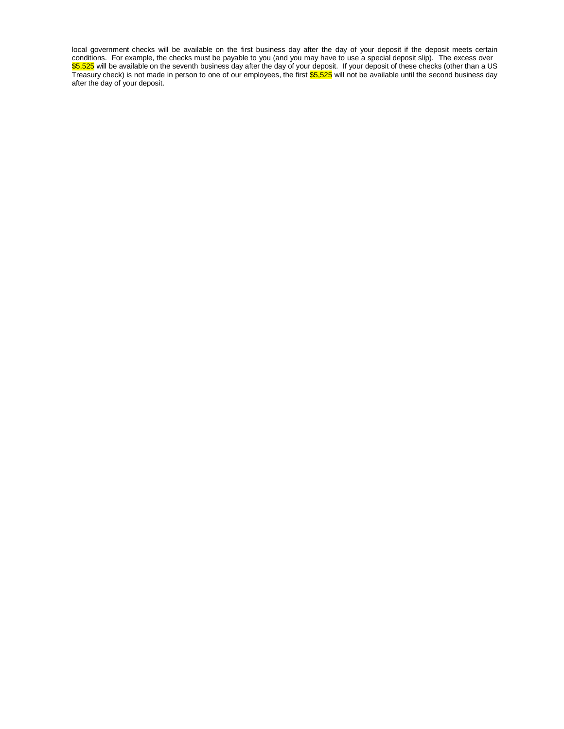local government checks will be available on the first business day after the day of your deposit if the deposit meets certain conditions. For example, the checks must be payable to you (and you may have to use a special deposit slip). The excess over $5,525 will be available on the seventh business day after the day of your deposit. If your deposit of these checks (other than a US Treasury check) is not made in person to one of our employees, the first $5,525 will not be available until the second business day after the day of your deposit.